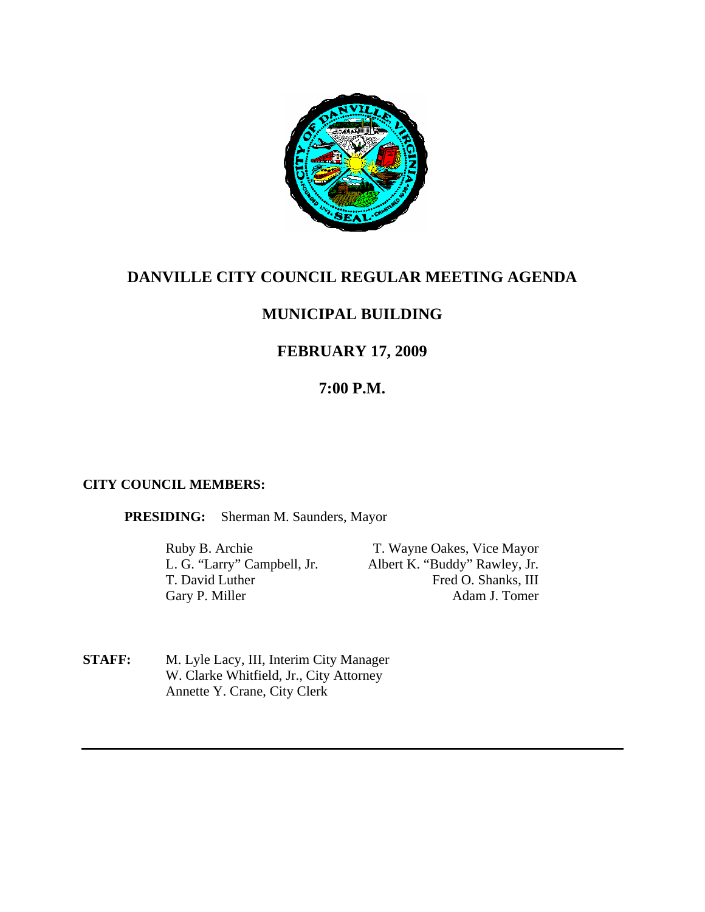# DANVILLE CITY COUNCIL REGULAR MEETING AGENDA

## MUNICIPAL BUILDING

## FEBRUARY 17, 2009

## 7:00 P.M.

**CITY COUNCIL MEMBERS:**

**PRESIDING:** Sherman M. Saunders, Mayor

| | |
|---|---|
| Ruby B. Archie | T. Wayne Oakes, Vice Mayor |
| L. G. "Larry" Campbell, Jr. | Albert K. "Buddy" Rawley, Jr. |
| T. David Luther | Fred O. Shanks, III |
| Gary P. Miller | Adam J. Tomer |

**STAFF:**

M. Lyle Lacy, III, Interim City Manager
W. Clarke Whitfield, Jr., City Attorney
Annette Y. Crane, City Clerk

---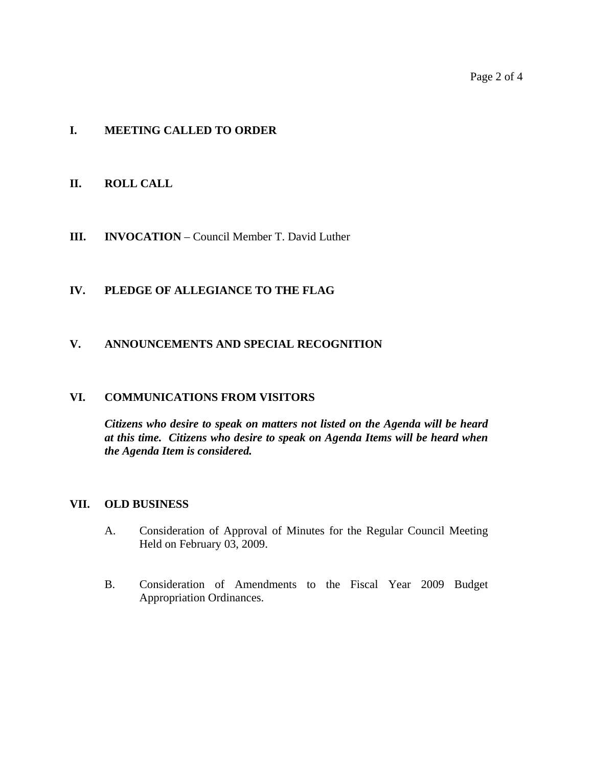**I. MEETING CALLED TO ORDER**

**II. ROLL CALL**

**III. INVOCATION** – Council Member T. David Luther

**IV. PLEDGE OF ALLEGIANCE TO THE FLAG**

**V. ANNOUNCEMENTS AND SPECIAL RECOGNITION**

**VI. COMMUNICATIONS FROM VISITORS**

***Citizens who desire to speak on matters not listed on the Agenda will be heard at this time. Citizens who desire to speak on Agenda Items will be heard when the Agenda Item is considered.***

**VII. OLD BUSINESS**

A. Consideration of Approval of Minutes for the Regular Council Meeting Held on February 03, 2009.

B. Consideration of Amendments to the Fiscal Year 2009 Budget Appropriation Ordinances.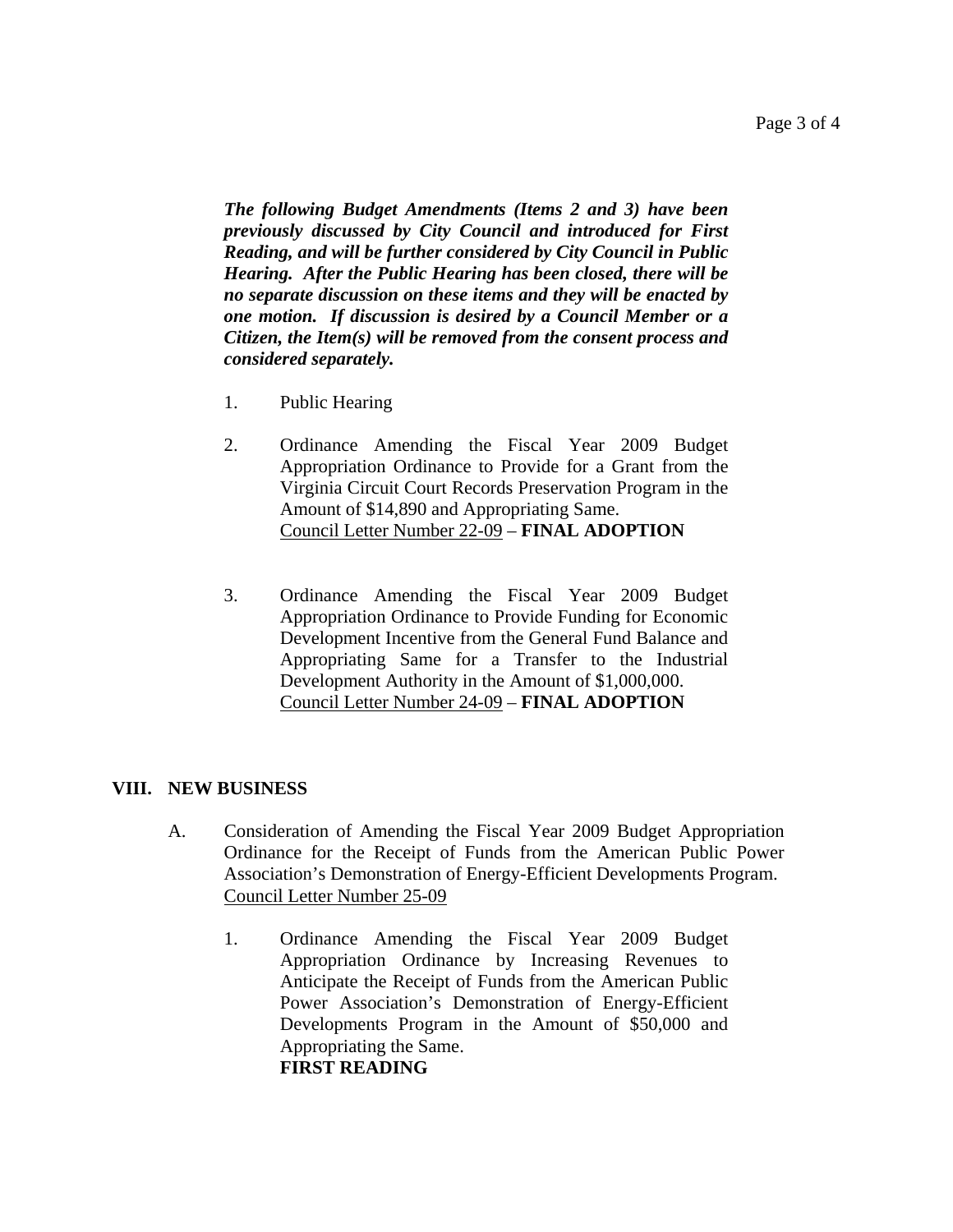***The following Budget Amendments (Items 2 and 3) have been previously discussed by City Council and introduced for First Reading, and will be further considered by City Council in Public Hearing. After the Public Hearing has been closed, there will be no separate discussion on these items and they will be enacted by one motion. If discussion is desired by a Council Member or a Citizen, the Item(s) will be removed from the consent process and considered separately.***

1. Public Hearing

2. Ordinance Amending the Fiscal Year 2009 Budget Appropriation Ordinance to Provide for a Grant from the Virginia Circuit Court Records Preservation Program in the Amount of $14,890 and Appropriating Same.
   Council Letter Number 22-09 – **FINAL ADOPTION**

3. Ordinance Amending the Fiscal Year 2009 Budget Appropriation Ordinance to Provide Funding for Economic Development Incentive from the General Fund Balance and Appropriating Same for a Transfer to the Industrial Development Authority in the Amount of $1,000,000.
   Council Letter Number 24-09 – **FINAL ADOPTION**

## VIII. NEW BUSINESS

A. Consideration of Amending the Fiscal Year 2009 Budget Appropriation Ordinance for the Receipt of Funds from the American Public Power Association's Demonstration of Energy-Efficient Developments Program.
   Council Letter Number 25-09

   1. Ordinance Amending the Fiscal Year 2009 Budget Appropriation Ordinance by Increasing Revenues to Anticipate the Receipt of Funds from the American Public Power Association's Demonstration of Energy-Efficient Developments Program in the Amount of $50,000 and Appropriating the Same.
      **FIRST READING**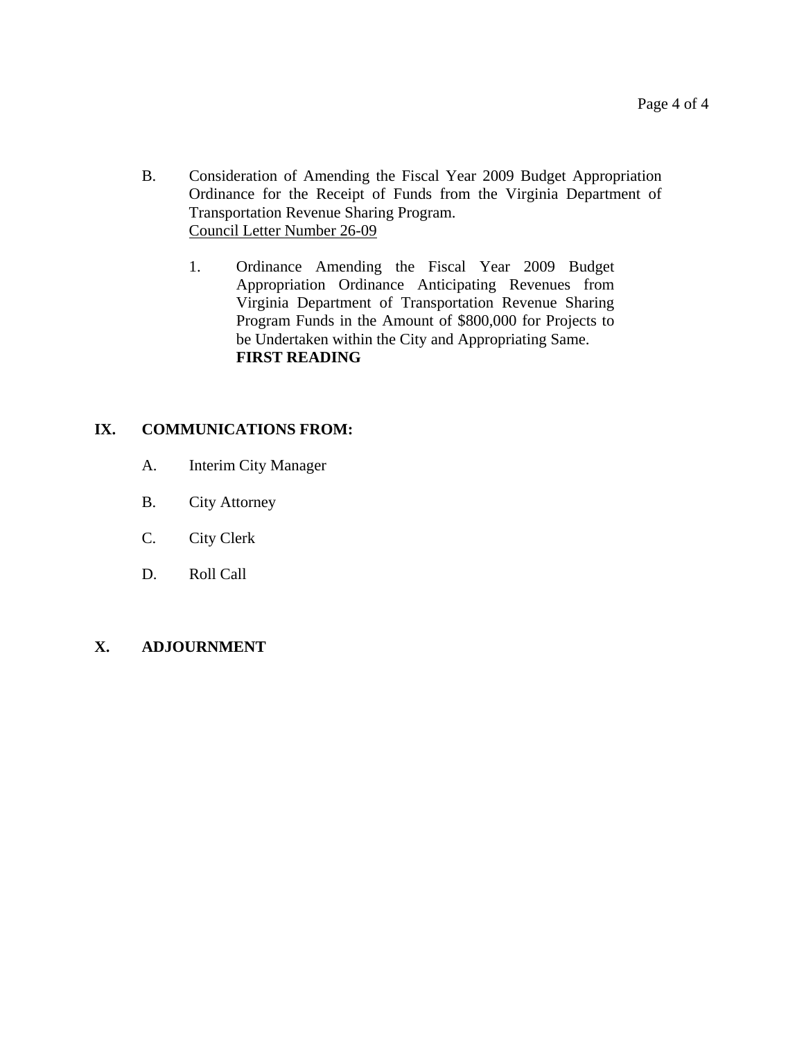B. Consideration of Amending the Fiscal Year 2009 Budget Appropriation Ordinance for the Receipt of Funds from the Virginia Department of Transportation Revenue Sharing Program.
Council Letter Number 26-09

   1. Ordinance Amending the Fiscal Year 2009 Budget Appropriation Ordinance Anticipating Revenues from Virginia Department of Transportation Revenue Sharing Program Funds in the Amount of $800,000 for Projects to be Undertaken within the City and Appropriating Same.
   **FIRST READING**

## IX. COMMUNICATIONS FROM:

A. Interim City Manager

B. City Attorney

C. City Clerk

D. Roll Call

## X. ADJOURNMENT